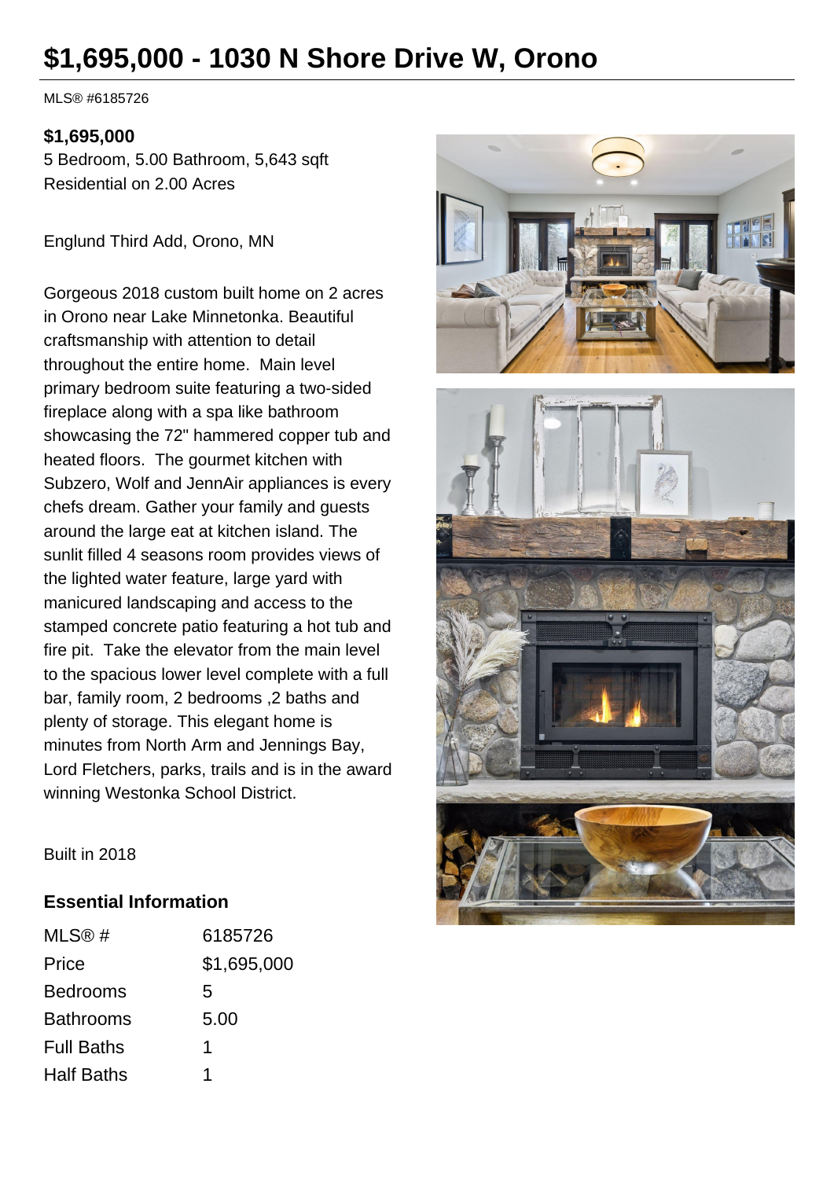# $1,695,000 - 1030 N Shore Drive W, Orono

MLS® #6185726

**$1,695,000**
5 Bedroom, 5.00 Bathroom, 5,643 sqft
Residential on 2.00 Acres

Englund Third Add, Orono, MN

Gorgeous 2018 custom built home on 2 acres in Orono near Lake Minnetonka. Beautiful craftsmanship with attention to detail throughout the entire home. Main level primary bedroom suite featuring a two-sided fireplace along with a spa like bathroom showcasing the 72" hammered copper tub and heated floors. The gourmet kitchen with Subzero, Wolf and JennAir appliances is every chefs dream. Gather your family and guests around the large eat at kitchen island. The sunlit filled 4 seasons room provides views of the lighted water feature, large yard with manicured landscaping and access to the stamped concrete patio featuring a hot tub and fire pit. Take the elevator from the main level to the spacious lower level complete with a full bar, family room, 2 bedrooms ,2 baths and plenty of storage. This elegant home is minutes from North Arm and Jennings Bay, Lord Fletchers, parks, trails and is in the award winning Westonka School District.

Built in 2018

## Essential Information

| | |
|---|---|
| MLS® # | 6185726 |
| Price | $1,695,000 |
| Bedrooms | 5 |
| Bathrooms | 5.00 |
| Full Baths | 1 |
| Half Baths | 1 |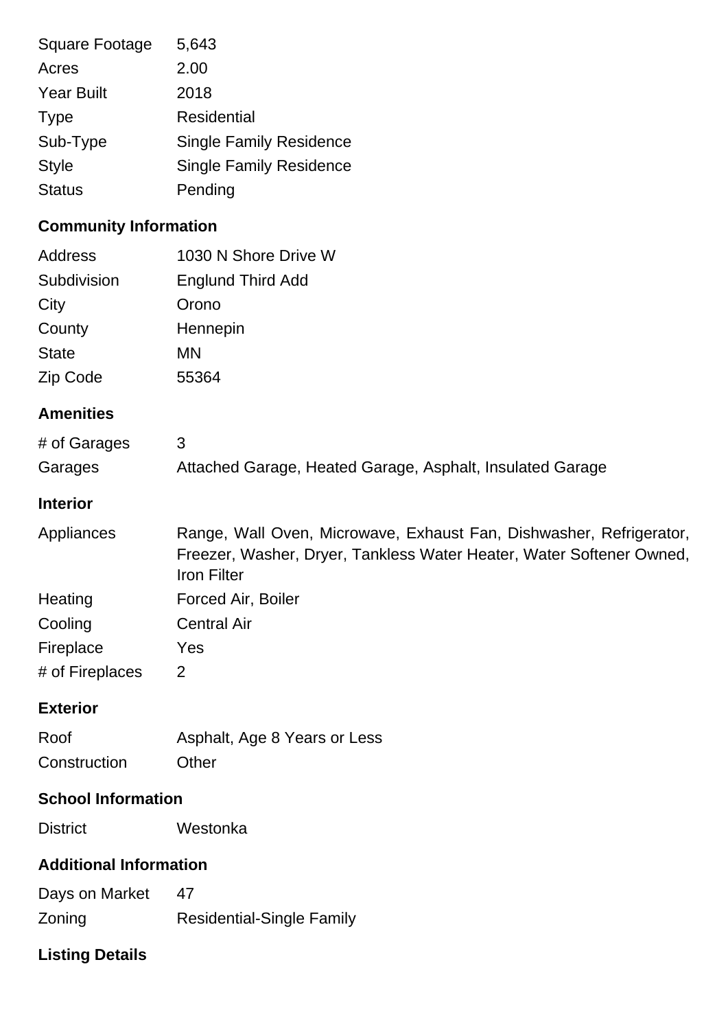| | |
|---|---|
| Square Footage | 5,643 |
| Acres | 2.00 |
| Year Built | 2018 |
| Type | Residential |
| Sub-Type | Single Family Residence |
| Style | Single Family Residence |
| Status | Pending |

## Community Information

| | |
|---|---|
| Address | 1030 N Shore Drive W |
| Subdivision | Englund Third Add |
| City | Orono |
| County | Hennepin |
| State | MN |
| Zip Code | 55364 |

## Amenities

| | |
|---|---|
| # of Garages | 3 |
| Garages | Attached Garage, Heated Garage, Asphalt, Insulated Garage |

## Interior

| | |
|---|---|
| Appliances | Range, Wall Oven, Microwave, Exhaust Fan, Dishwasher, Refrigerator, Freezer, Washer, Dryer, Tankless Water Heater, Water Softener Owned, Iron Filter |
| Heating | Forced Air, Boiler |
| Cooling | Central Air |
| Fireplace | Yes |
| # of Fireplaces | 2 |

## Exterior

| | |
|---|---|
| Roof | Asphalt, Age 8 Years or Less |
| Construction | Other |

## School Information

| | |
|---|---|
| District | Westonka |

## Additional Information

| | |
|---|---|
| Days on Market | 47 |
| Zoning | Residential-Single Family |

## Listing Details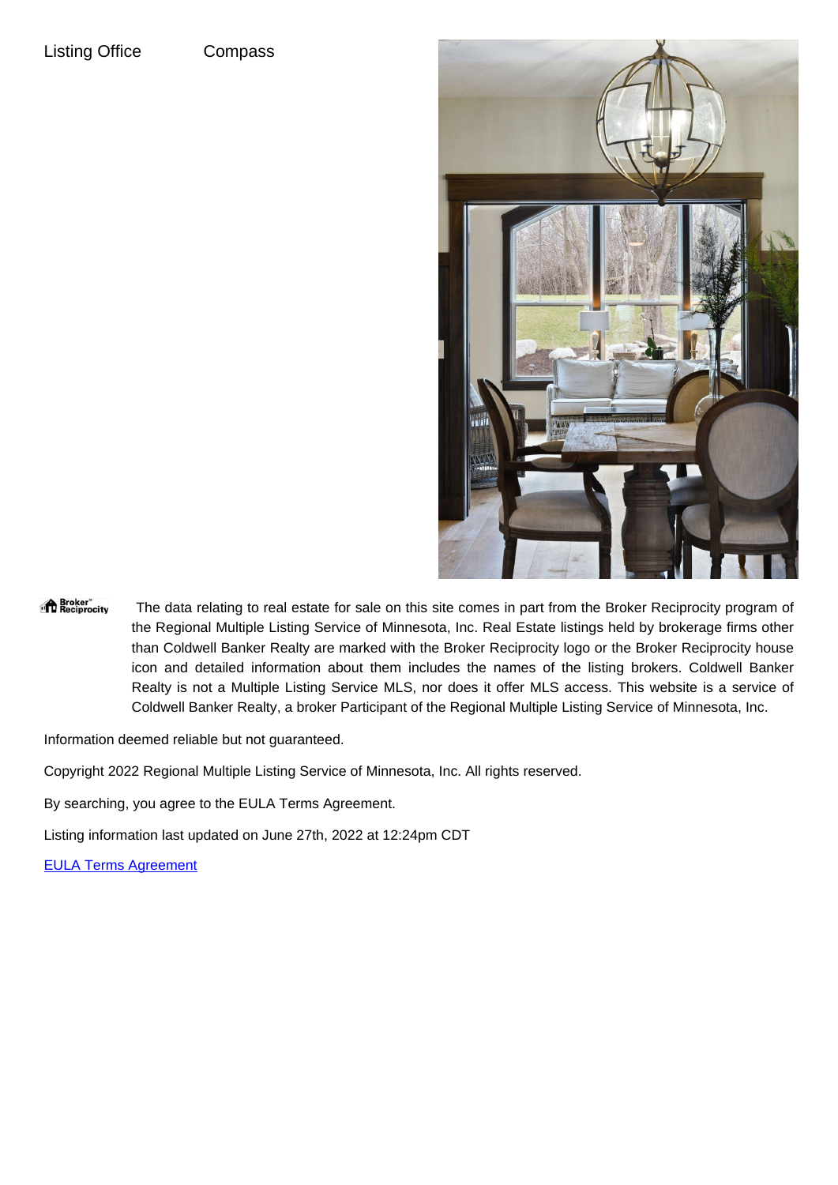Listing Office Compass

The data relating to real estate for sale on this site comes in part from the Broker Reciprocity program of the Regional Multiple Listing Service of Minnesota, Inc. Real Estate listings held by brokerage firms other than Coldwell Banker Realty are marked with the Broker Reciprocity logo or the Broker Reciprocity house icon and detailed information about them includes the names of the listing brokers. Coldwell Banker Realty is not a Multiple Listing Service MLS, nor does it offer MLS access. This website is a service of Coldwell Banker Realty, a broker Participant of the Regional Multiple Listing Service of Minnesota, Inc.

Information deemed reliable but not guaranteed.

Copyright 2022 Regional Multiple Listing Service of Minnesota, Inc. All rights reserved.

By searching, you agree to the EULA Terms Agreement.

Listing information last updated on June 27th, 2022 at 12:24pm CDT

EULA Terms Agreement